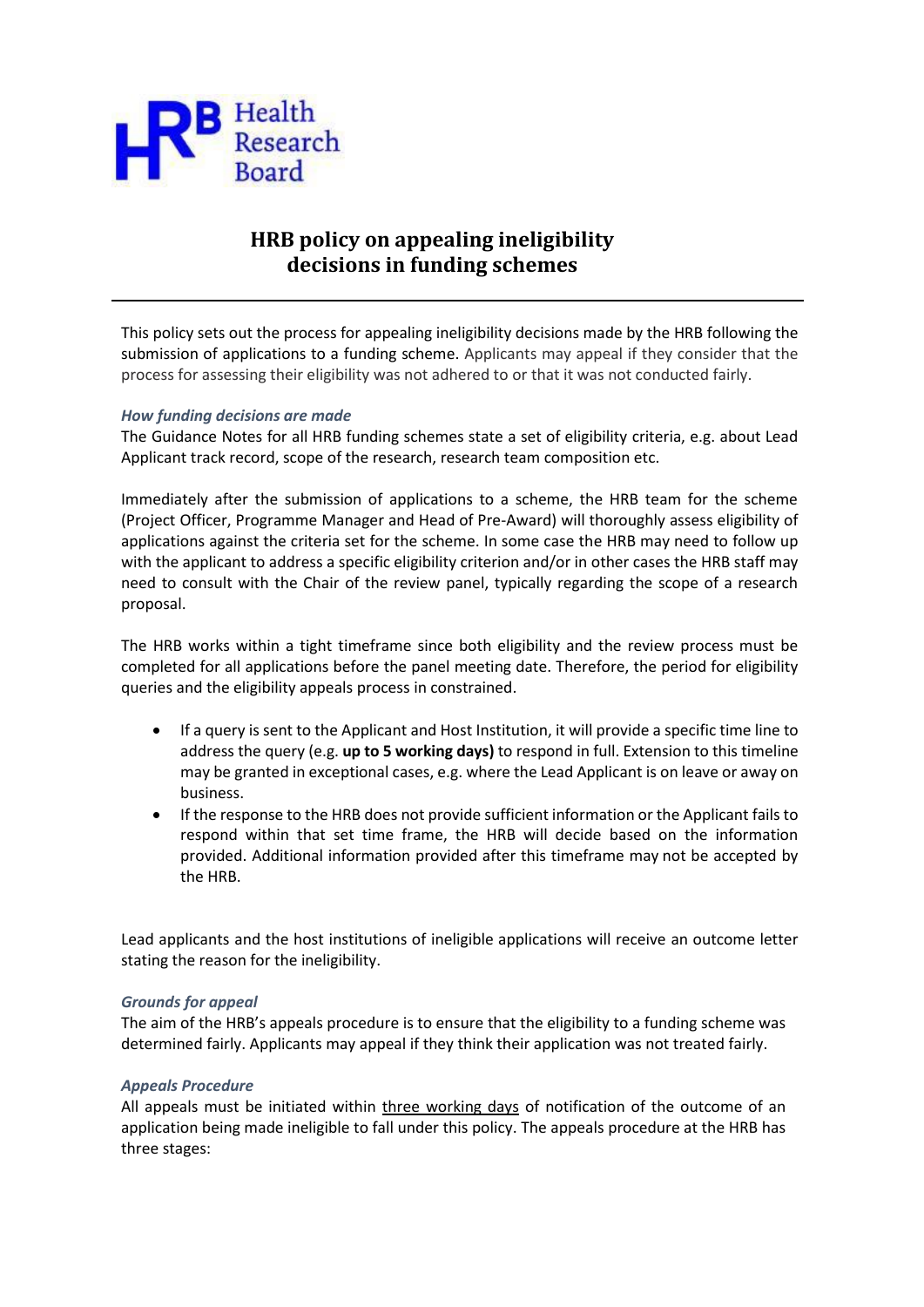# HRB policy on appealing ineligibility decisions in funding schemes

This policy sets out the process for appealing ineligibility decisions made by the HRB following the submission of applications to a funding scheme. Applicants may appeal if they consider that the process for assessing their eligibility was not adhered to or that it was not conducted fairly.

### *How funding decisions are made*

The Guidance Notes for all HRB funding schemes state a set of eligibility criteria, e.g. about Lead Applicant track record, scope of the research, research team composition etc.

Immediately after the submission of applications to a scheme, the HRB team for the scheme (Project Officer, Programme Manager and Head of Pre-Award) will thoroughly assess eligibility of applications against the criteria set for the scheme. In some case the HRB may need to follow up with the applicant to address a specific eligibility criterion and/or in other cases the HRB staff may need to consult with the Chair of the review panel, typically regarding the scope of a research proposal.

The HRB works within a tight timeframe since both eligibility and the review process must be completed for all applications before the panel meeting date. Therefore, the period for eligibility queries and the eligibility appeals process in constrained.

- If a query is sent to the Applicant and Host Institution, it will provide a specific time line to address the query (e.g. **up to 5 working days)** to respond in full. Extension to this timeline may be granted in exceptional cases, e.g. where the Lead Applicant is on leave or away on business.
- If the response to the HRB does not provide sufficient information or the Applicant fails to respond within that set time frame, the HRB will decide based on the information provided. Additional information provided after this timeframe may not be accepted by the HRB.

Lead applicants and the host institutions of ineligible applications will receive an outcome letter stating the reason for the ineligibility.

### *Grounds for appeal*

The aim of the HRB's appeals procedure is to ensure that the eligibility to a funding scheme was determined fairly. Applicants may appeal if they think their application was not treated fairly.

### *Appeals Procedure*

All appeals must be initiated within <u>three working days</u> of notification of the outcome of an application being made ineligible to fall under this policy. The appeals procedure at the HRB has three stages: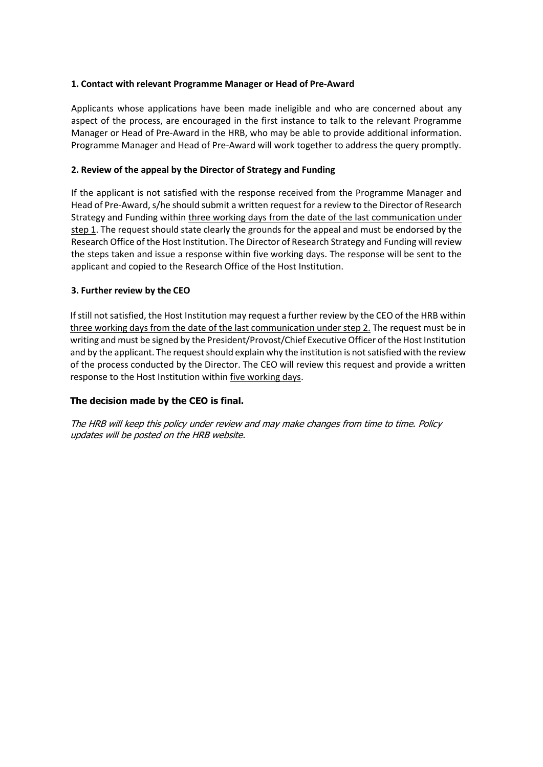### 1. Contact with relevant Programme Manager or Head of Pre-Award

Applicants whose applications have been made ineligible and who are concerned about any aspect of the process, are encouraged in the first instance to talk to the relevant Programme Manager or Head of Pre-Award in the HRB, who may be able to provide additional information. Programme Manager and Head of Pre-Award will work together to address the query promptly.

### 2. Review of the appeal by the Director of Strategy and Funding

If the applicant is not satisfied with the response received from the Programme Manager and Head of Pre-Award, s/he should submit a written request for a review to the Director of Research Strategy and Funding within three working days from the date of the last communication under step 1. The request should state clearly the grounds for the appeal and must be endorsed by the Research Office of the Host Institution. The Director of Research Strategy and Funding will review the steps taken and issue a response within five working days. The response will be sent to the applicant and copied to the Research Office of the Host Institution.

### 3. Further review by the CEO

If still not satisfied, the Host Institution may request a further review by the CEO of the HRB within three working days from the date of the last communication under step 2. The request must be in writing and must be signed by the President/Provost/Chief Executive Officer of the Host Institution and by the applicant. The request should explain why the institution is not satisfied with the review of the process conducted by the Director. The CEO will review this request and provide a written response to the Host Institution within five working days.

**The decision made by the CEO is final.**

*The HRB will keep this policy under review and may make changes from time to time. Policy updates will be posted on the HRB website.*